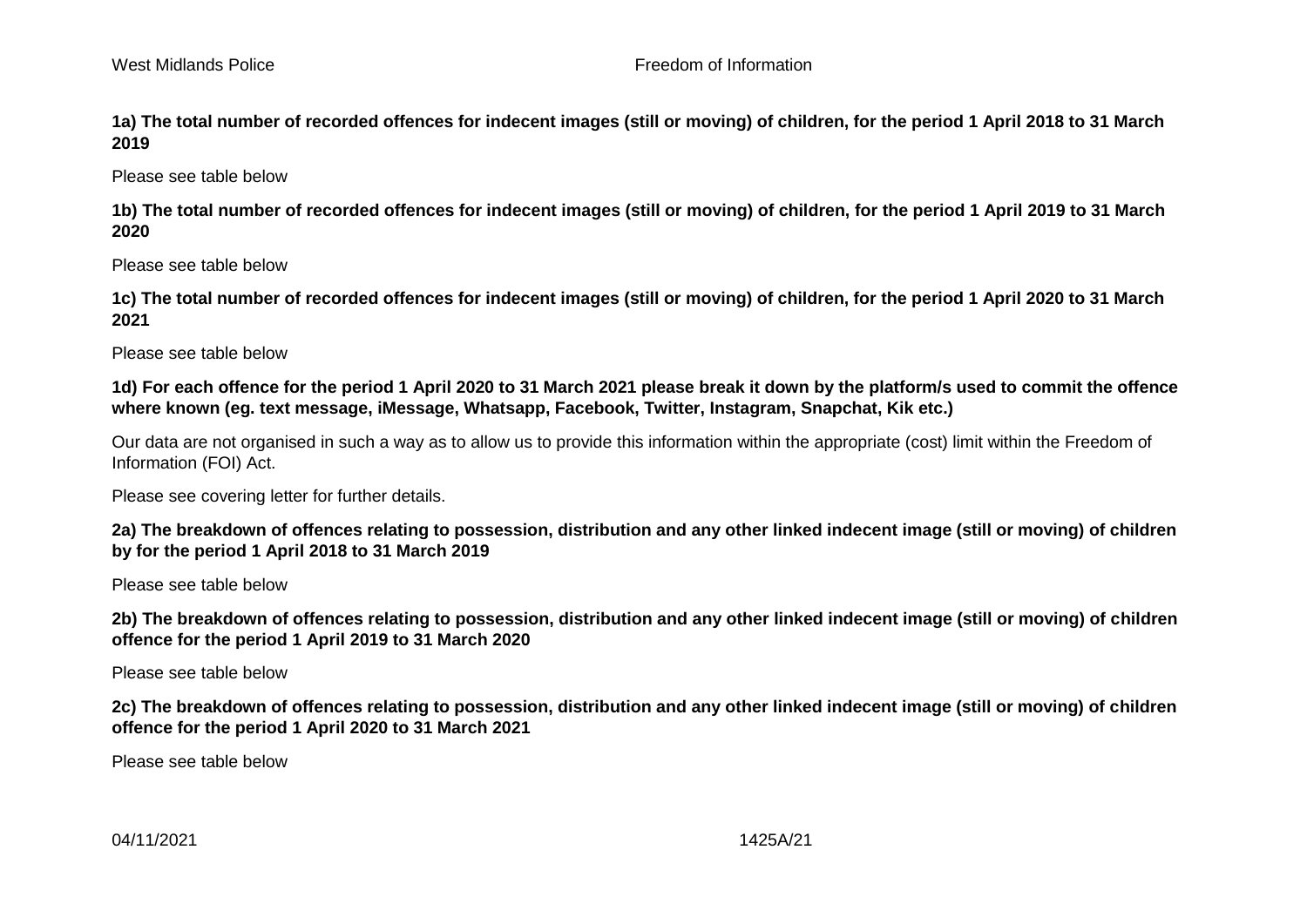**1a) The total number of recorded offences for indecent images (still or moving) of children, for the period 1 April 2018 to 31 March 2019**

Please see table below

**1b) The total number of recorded offences for indecent images (still or moving) of children, for the period 1 April 2019 to 31 March 2020**

Please see table below

**1c) The total number of recorded offences for indecent images (still or moving) of children, for the period 1 April 2020 to 31 March 2021**

Please see table below

**1d) For each offence for the period 1 April 2020 to 31 March 2021 please break it down by the platform/s used to commit the offence where known (eg. text message, iMessage, Whatsapp, Facebook, Twitter, Instagram, Snapchat, Kik etc.)**

Our data are not organised in such a way as to allow us to provide this information within the appropriate (cost) limit within the Freedom of Information (FOI) Act.

Please see covering letter for further details.

**2a) The breakdown of offences relating to possession, distribution and any other linked indecent image (still or moving) of children by for the period 1 April 2018 to 31 March 2019**

Please see table below

**2b) The breakdown of offences relating to possession, distribution and any other linked indecent image (still or moving) of children offence for the period 1 April 2019 to 31 March 2020**

Please see table below

**2c) The breakdown of offences relating to possession, distribution and any other linked indecent image (still or moving) of children offence for the period 1 April 2020 to 31 March 2021**

Please see table below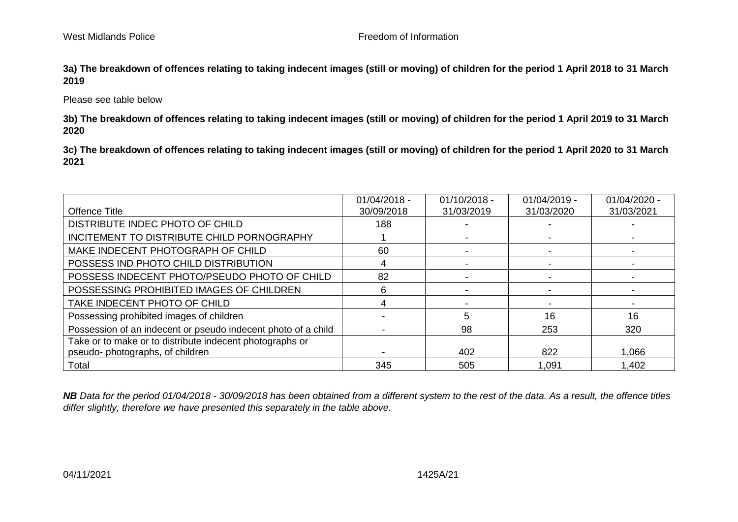**3a) The breakdown of offences relating to taking indecent images (still or moving) of children for the period 1 April 2018 to 31 March 2019**

Please see table below

**3b) The breakdown of offences relating to taking indecent images (still or moving) of children for the period 1 April 2019 to 31 March 2020**

**3c) The breakdown of offences relating to taking indecent images (still or moving) of children for the period 1 April 2020 to 31 March 2021**

| Offence Title | 01/04/2018 - 30/09/2018 | 01/10/2018 - 31/03/2019 | 01/04/2019 - 31/03/2020 | 01/04/2020 - 31/03/2021 |
|---|---|---|---|---|
| DISTRIBUTE INDEC PHOTO OF CHILD | 188 | - | - | - |
| INCITEMENT TO DISTRIBUTE CHILD PORNOGRAPHY | 1 | - | - | - |
| MAKE INDECENT PHOTOGRAPH OF CHILD | 60 | - | - | - |
| POSSESS IND PHOTO CHILD DISTRIBUTION | 4 | - | - | - |
| POSSESS INDECENT PHOTO/PSEUDO PHOTO OF CHILD | 82 | - | - | - |
| POSSESSING PROHIBITED IMAGES OF CHILDREN | 6 | - | - | - |
| TAKE INDECENT PHOTO OF CHILD | 4 | - | - | - |
| Possessing prohibited images of children | - | 5 | 16 | 16 |
| Possession of an indecent or pseudo indecent photo of a child | - | 98 | 253 | 320 |
| Take or to make or to distribute indecent photographs or pseudo- photographs, of children | - | 402 | 822 | 1,066 |
| Total | 345 | 505 | 1,091 | 1,402 |

***NB** Data for the period 01/04/2018 - 30/09/2018 has been obtained from a different system to the rest of the data. As a result, the offence titles differ slightly, therefore we have presented this separately in the table above.*